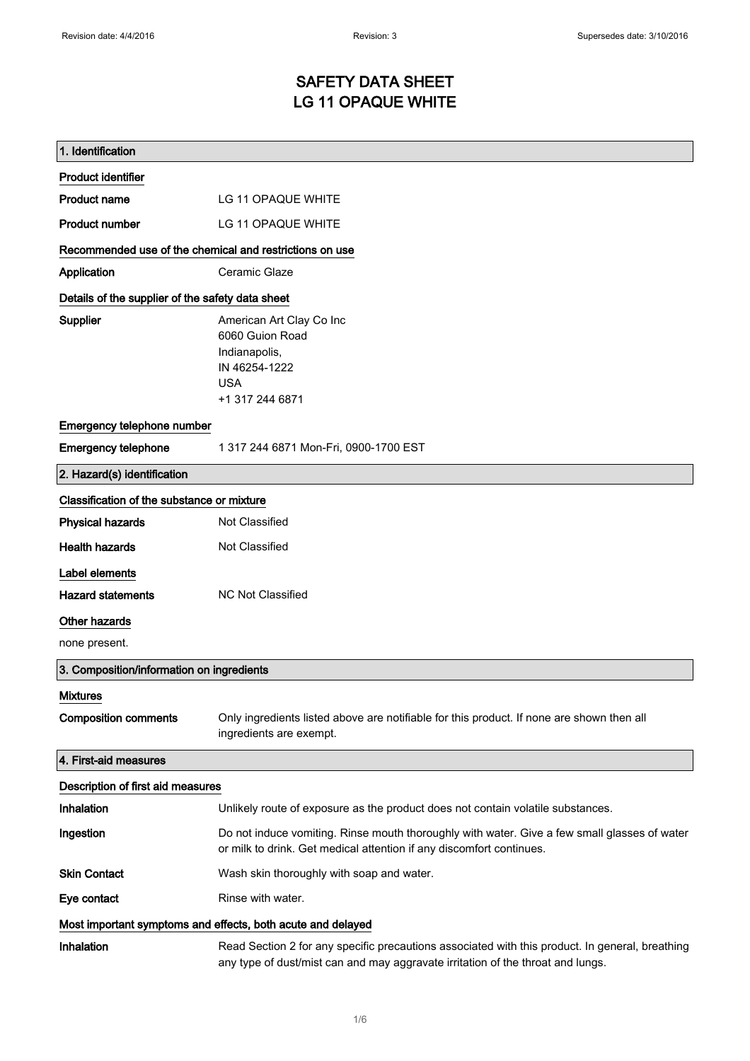# SAFETY DATA SHEET
# LG 11 OPAQUE WHITE

## 1. Identification

### Product identifier

| | |
|---|---|
| **Product name** | LG 11 OPAQUE WHITE |
| **Product number** | LG 11 OPAQUE WHITE |

### Recommended use of the chemical and restrictions on use

| | |
|---|---|
| **Application** | Ceramic Glaze |

### Details of the supplier of the safety data sheet

**Supplier**

American Art Clay Co Inc
6060 Guion Road
Indianapolis,
IN 46254-1222
USA
+1 317 244 6871

### Emergency telephone number

| | |
|---|---|
| **Emergency telephone** | 1 317 244 6871 Mon-Fri, 0900-1700 EST |

## 2. Hazard(s) identification

### Classification of the substance or mixture

| | |
|---|---|
| **Physical hazards** | Not Classified |
| **Health hazards** | Not Classified |

### Label elements

| | |
|---|---|
| **Hazard statements** | NC Not Classified |

### Other hazards

none present.

## 3. Composition/information on ingredients

### Mixtures

| | |
|---|---|
| **Composition comments** | Only ingredients listed above are notifiable for this product. If none are shown then all ingredients are exempt. |

## 4. First-aid measures

### Description of first aid measures

| | |
|---|---|
| **Inhalation** | Unlikely route of exposure as the product does not contain volatile substances. |
| **Ingestion** | Do not induce vomiting. Rinse mouth thoroughly with water. Give a few small glasses of water or milk to drink. Get medical attention if any discomfort continues. |
| **Skin Contact** | Wash skin thoroughly with soap and water. |
| **Eye contact** | Rinse with water. |

### Most important symptoms and effects, both acute and delayed

| | |
|---|---|
| **Inhalation** | Read Section 2 for any specific precautions associated with this product. In general, breathing any type of dust/mist can and may aggravate irritation of the throat and lungs. |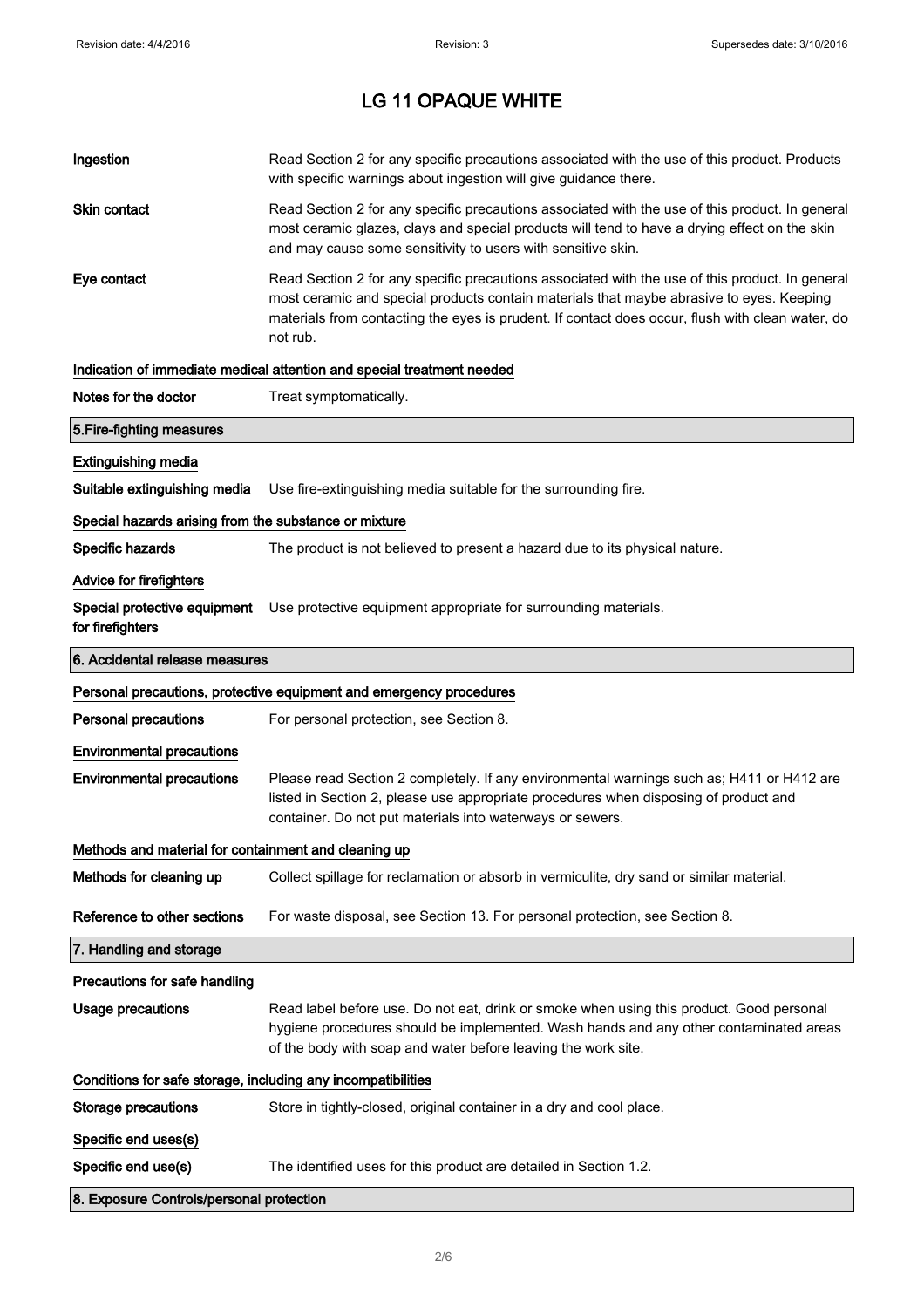# LG 11 OPAQUE WHITE

**Ingestion** Read Section 2 for any specific precautions associated with the use of this product. Products with specific warnings about ingestion will give guidance there.

**Skin contact** Read Section 2 for any specific precautions associated with the use of this product. In general most ceramic glazes, clays and special products will tend to have a drying effect on the skin and may cause some sensitivity to users with sensitive skin.

**Eye contact** Read Section 2 for any specific precautions associated with the use of this product. In general most ceramic and special products contain materials that maybe abrasive to eyes. Keeping materials from contacting the eyes is prudent. If contact does occur, flush with clean water, do not rub.

### Indication of immediate medical attention and special treatment needed

**Notes for the doctor** Treat symptomatically.

## 5.Fire-fighting measures

### Extinguishing media

**Suitable extinguishing media** Use fire-extinguishing media suitable for the surrounding fire.

### Special hazards arising from the substance or mixture

**Specific hazards** The product is not believed to present a hazard due to its physical nature.

### Advice for firefighters

**Special protective equipment for firefighters** Use protective equipment appropriate for surrounding materials.

## 6. Accidental release measures

### Personal precautions, protective equipment and emergency procedures

**Personal precautions** For personal protection, see Section 8.

### Environmental precautions

**Environmental precautions** Please read Section 2 completely. If any environmental warnings such as; H411 or H412 are listed in Section 2, please use appropriate procedures when disposing of product and container. Do not put materials into waterways or sewers.

### Methods and material for containment and cleaning up

**Methods for cleaning up** Collect spillage for reclamation or absorb in vermiculite, dry sand or similar material.

**Reference to other sections** For waste disposal, see Section 13. For personal protection, see Section 8.

## 7. Handling and storage

### Precautions for safe handling

**Usage precautions** Read label before use. Do not eat, drink or smoke when using this product. Good personal hygiene procedures should be implemented. Wash hands and any other contaminated areas of the body with soap and water before leaving the work site.

### Conditions for safe storage, including any incompatibilities

**Storage precautions** Store in tightly-closed, original container in a dry and cool place.

### Specific end uses(s)

**Specific end use(s)** The identified uses for this product are detailed in Section 1.2.

## 8. Exposure Controls/personal protection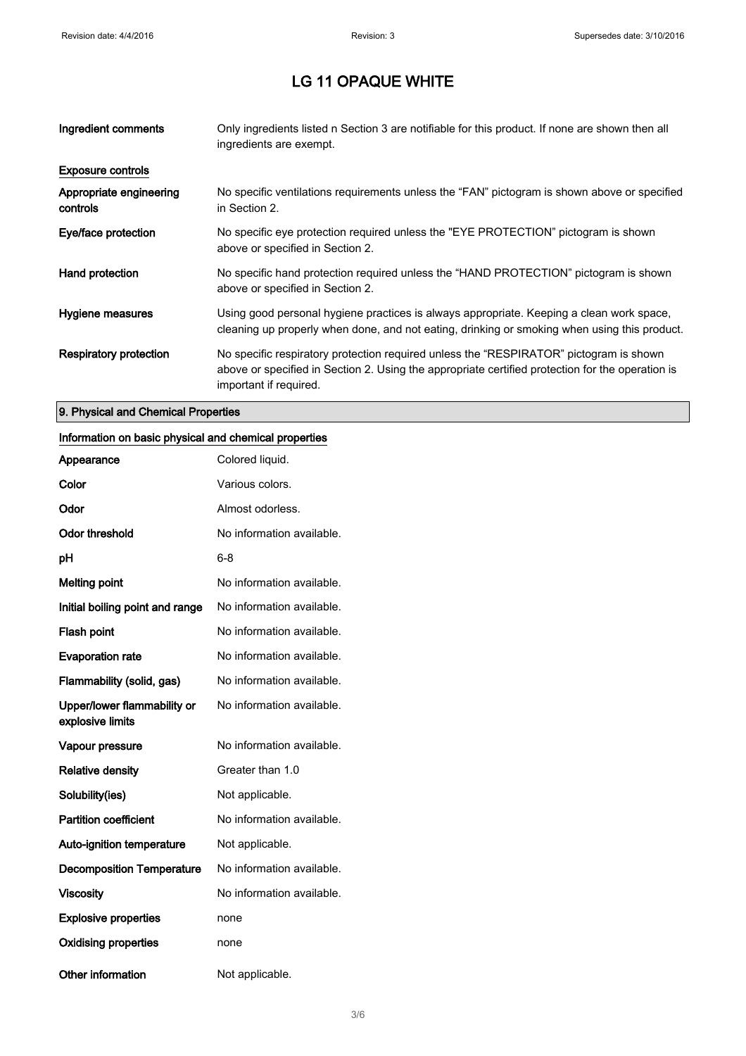# LG 11 OPAQUE WHITE

| | |
|---|---|
| **Ingredient comments** | Only ingredients listed n Section 3 are notifiable for this product. If none are shown then all ingredients are exempt. |

**Exposure controls**

| | |
|---|---|
| **Appropriate engineering controls** | No specific ventilations requirements unless the "FAN" pictogram is shown above or specified in Section 2. |
| **Eye/face protection** | No specific eye protection required unless the "EYE PROTECTION" pictogram is shown above or specified in Section 2. |
| **Hand protection** | No specific hand protection required unless the "HAND PROTECTION" pictogram is shown above or specified in Section 2. |
| **Hygiene measures** | Using good personal hygiene practices is always appropriate. Keeping a clean work space, cleaning up properly when done, and not eating, drinking or smoking when using this product. |
| **Respiratory protection** | No specific respiratory protection required unless the "RESPIRATOR" pictogram is shown above or specified in Section 2. Using the appropriate certified protection for the operation is important if required. |

## 9. Physical and Chemical Properties

**Information on basic physical and chemical properties**

| | |
|---|---|
| **Appearance** | Colored liquid. |
| **Color** | Various colors. |
| **Odor** | Almost odorless. |
| **Odor threshold** | No information available. |
| **pH** | 6-8 |
| **Melting point** | No information available. |
| **Initial boiling point and range** | No information available. |
| **Flash point** | No information available. |
| **Evaporation rate** | No information available. |
| **Flammability (solid, gas)** | No information available. |
| **Upper/lower flammability or explosive limits** | No information available. |
| **Vapour pressure** | No information available. |
| **Relative density** | Greater than 1.0 |
| **Solubility(ies)** | Not applicable. |
| **Partition coefficient** | No information available. |
| **Auto-ignition temperature** | Not applicable. |
| **Decomposition Temperature** | No information available. |
| **Viscosity** | No information available. |
| **Explosive properties** | none |
| **Oxidising properties** | none |
| **Other information** | Not applicable. |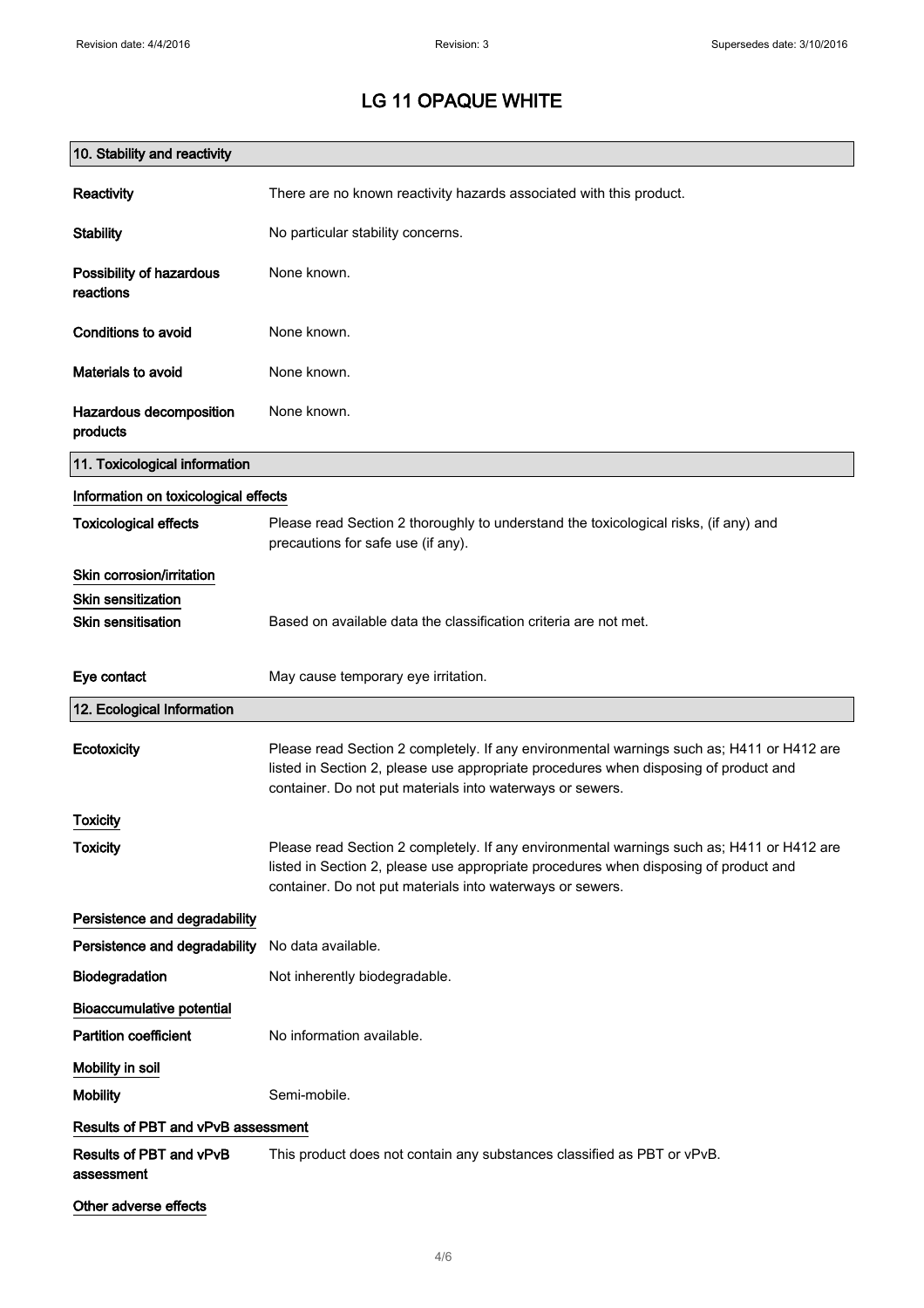# LG 11 OPAQUE WHITE

## 10. Stability and reactivity

**Reactivity** There are no known reactivity hazards associated with this product.

**Stability** No particular stability concerns.

**Possibility of hazardous reactions** None known.

**Conditions to avoid** None known.

**Materials to avoid** None known.

**Hazardous decomposition products** None known.

## 11. Toxicological information

### Information on toxicological effects

**Toxicological effects** Please read Section 2 thoroughly to understand the toxicological risks, (if any) and precautions for safe use (if any).

### Skin corrosion/irritation

### Skin sensitization

**Skin sensitisation** Based on available data the classification criteria are not met.

**Eye contact** May cause temporary eye irritation.

## 12. Ecological Information

**Ecotoxicity** Please read Section 2 completely. If any environmental warnings such as; H411 or H412 are listed in Section 2, please use appropriate procedures when disposing of product and container. Do not put materials into waterways or sewers.

### Toxicity

**Toxicity** Please read Section 2 completely. If any environmental warnings such as; H411 or H412 are listed in Section 2, please use appropriate procedures when disposing of product and container. Do not put materials into waterways or sewers.

### Persistence and degradability

**Persistence and degradability** No data available.

**Biodegradation** Not inherently biodegradable.

### Bioaccumulative potential

**Partition coefficient** No information available.

### Mobility in soil

**Mobility** Semi-mobile.

### Results of PBT and vPvB assessment

**Results of PBT and vPvB assessment** This product does not contain any substances classified as PBT or vPvB.

### Other adverse effects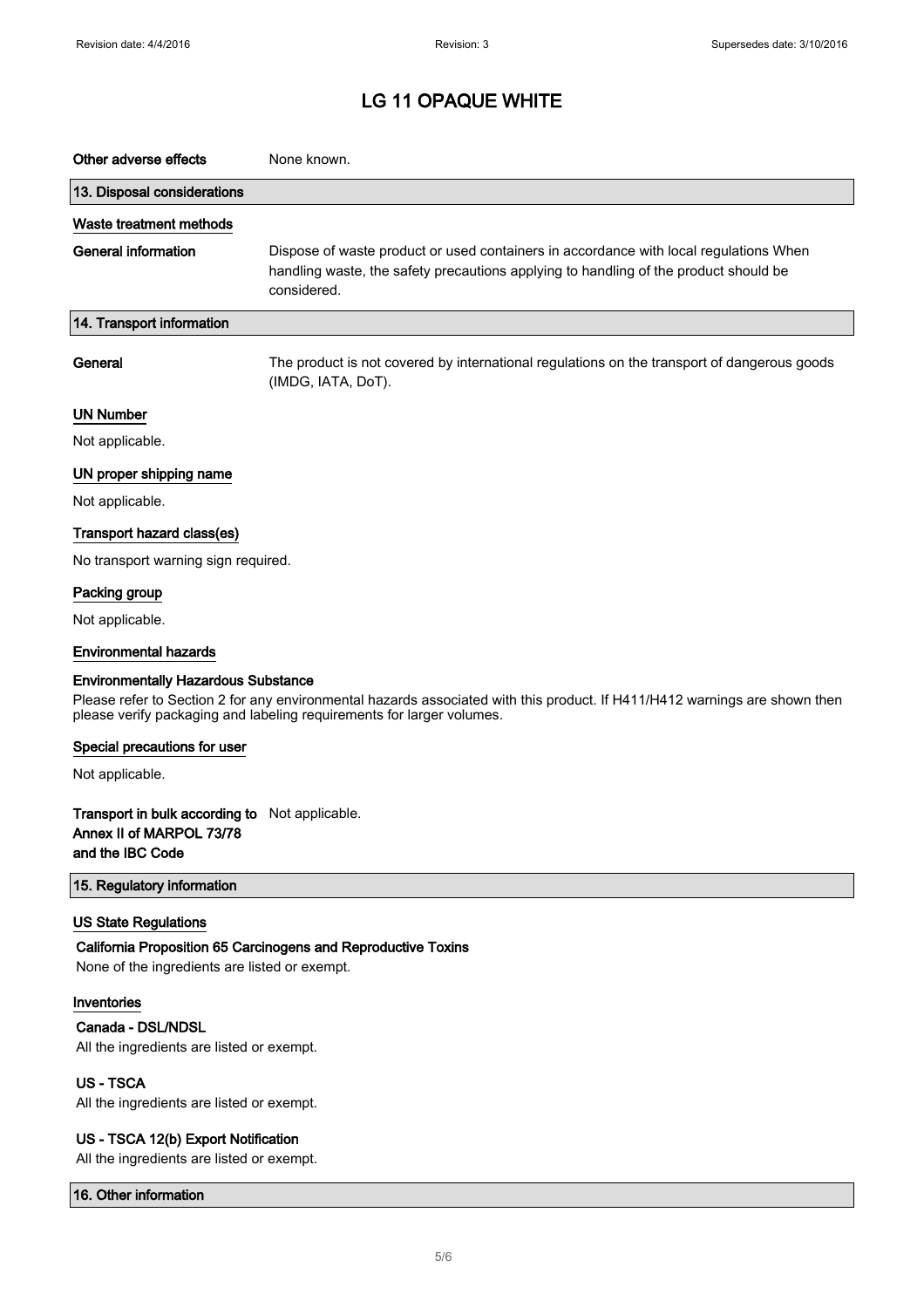# LG 11 OPAQUE WHITE

**Other adverse effects** None known.

## 13. Disposal considerations

### Waste treatment methods

**General information** Dispose of waste product or used containers in accordance with local regulations When handling waste, the safety precautions applying to handling of the product should be considered.

## 14. Transport information

**General** The product is not covered by international regulations on the transport of dangerous goods (IMDG, IATA, DoT).

### UN Number

Not applicable.

### UN proper shipping name

Not applicable.

### Transport hazard class(es)

No transport warning sign required.

### Packing group

Not applicable.

### Environmental hazards

**Environmentally Hazardous Substance**

Please refer to Section 2 for any environmental hazards associated with this product. If H411/H412 warnings are shown then please verify packaging and labeling requirements for larger volumes.

### Special precautions for user

Not applicable.

**Transport in bulk according to Annex II of MARPOL 73/78 and the IBC Code** Not applicable.

## 15. Regulatory information

### US State Regulations

**California Proposition 65 Carcinogens and Reproductive Toxins**

None of the ingredients are listed or exempt.

### Inventories

**Canada - DSL/NDSL**

All the ingredients are listed or exempt.

**US - TSCA**

All the ingredients are listed or exempt.

**US - TSCA 12(b) Export Notification**

All the ingredients are listed or exempt.

## 16. Other information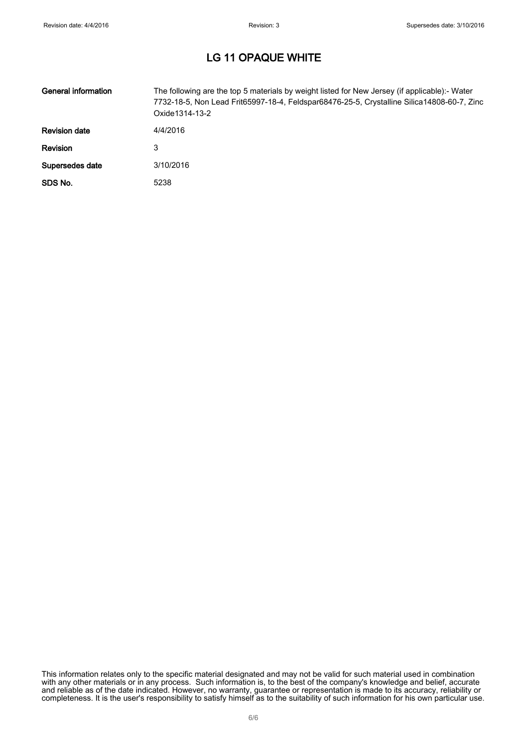# LG 11 OPAQUE WHITE

| | |
|---|---|
| **General information** | The following are the top 5 materials by weight listed for New Jersey (if applicable):- Water 7732-18-5, Non Lead Frit65997-18-4, Feldspar68476-25-5, Crystalline Silica14808-60-7, Zinc Oxide1314-13-2 |
| **Revision date** | 4/4/2016 |
| **Revision** | 3 |
| **Supersedes date** | 3/10/2016 |
| **SDS No.** | 5238 |

This information relates only to the specific material designated and may not be valid for such material used in combination with any other materials or in any process. Such information is, to the best of the company's knowledge and belief, accurate and reliable as of the date indicated. However, no warranty, guarantee or representation is made to its accuracy, reliability or completeness. It is the user's responsibility to satisfy himself as to the suitability of such information for his own particular use.